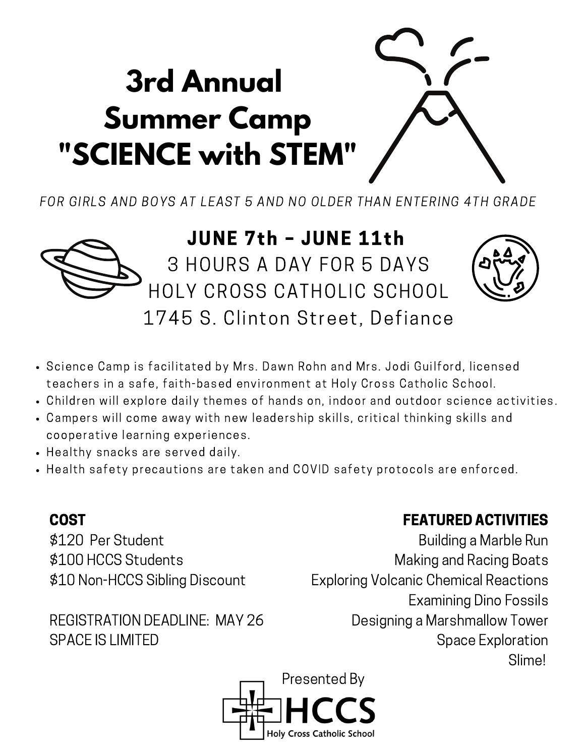# 3rd Annual Summer Camp "SCIENCE with STEM"

*FOR GIRLS AND BOYS AT LEAST 5 AND NO OLDER THAN ENTERING 4TH GRADE*

**JUNE 7th – JUNE 11th**

3 HOURS A DAY FOR 5 DAYS

HOLY CROSS CATHOLIC SCHOOL

1745 S. Clinton Street, Defiance

- Science Camp is facilitated by Mrs. Dawn Rohn and Mrs. Jodi Guilford, licensed teachers in a safe, faith-based environment at Holy Cross Catholic School.
- Children will explore daily themes of hands on, indoor and outdoor science activities.
- Campers will come away with new leadership skills, critical thinking skills and cooperative learning experiences.
- Healthy snacks are served daily.
- Health safety precautions are taken and COVID safety protocols are enforced.

**COST**

$120 Per Student

$100 HCCS Students

$10 Non-HCCS Sibling Discount

REGISTRATION DEADLINE: MAY 26

SPACE IS LIMITED

**FEATURED ACTIVITIES**

Building a Marble Run

Making and Racing Boats

Exploring Volcanic Chemical Reactions

Examining Dino Fossils

Designing a Marshmallow Tower

Space Exploration

Slime!

Presented By

HCCS

Holy Cross Catholic School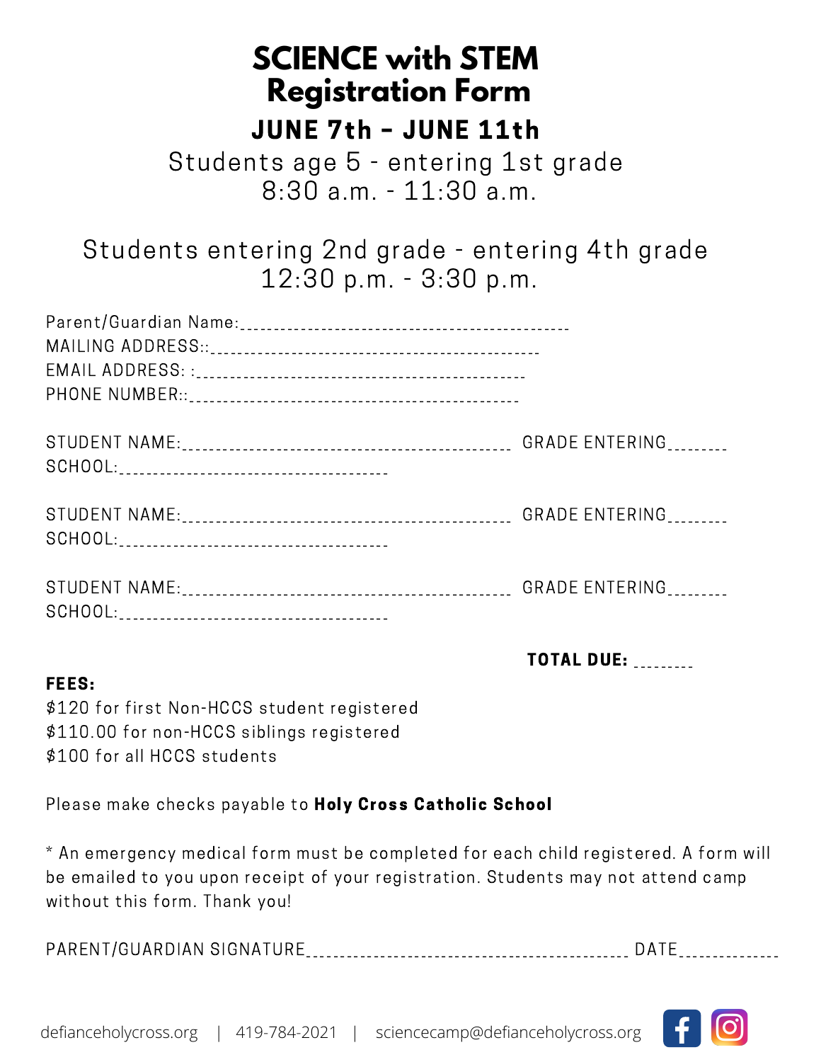# SCIENCE with STEM Registration Form

## JUNE 7th – JUNE 11th

Students age 5 - entering 1st grade
8:30 a.m. - 11:30 a.m.

Students entering 2nd grade - entering 4th grade
12:30 p.m. - 3:30 p.m.

Parent/Guardian Name:____________________________________________
MAILING ADDRESS::____________________________________________
EMAIL ADDRESS: :____________________________________________
PHONE NUMBER::____________________________________________

STUDENT NAME:____________________________________________ GRADE ENTERING________
SCHOOL:____________________________________

STUDENT NAME:____________________________________________ GRADE ENTERING________
SCHOOL:____________________________________

STUDENT NAME:____________________________________________ GRADE ENTERING________
SCHOOL:____________________________________

**TOTAL DUE:** _________

**FEES:**
$120 for first Non-HCCS student registered
$110.00 for non-HCCS siblings registered
$100 for all HCCS students

Please make checks payable to **Holy Cross Catholic School**

* An emergency medical form must be completed for each child registered. A form will be emailed to you upon receipt of your registration. Students may not attend camp without this form. Thank you!

PARENT/GUARDIAN SIGNATURE____________________________________________ DATE______________

defianceholycross.org | 419-784-2021 | sciencecamp@defianceholycross.org